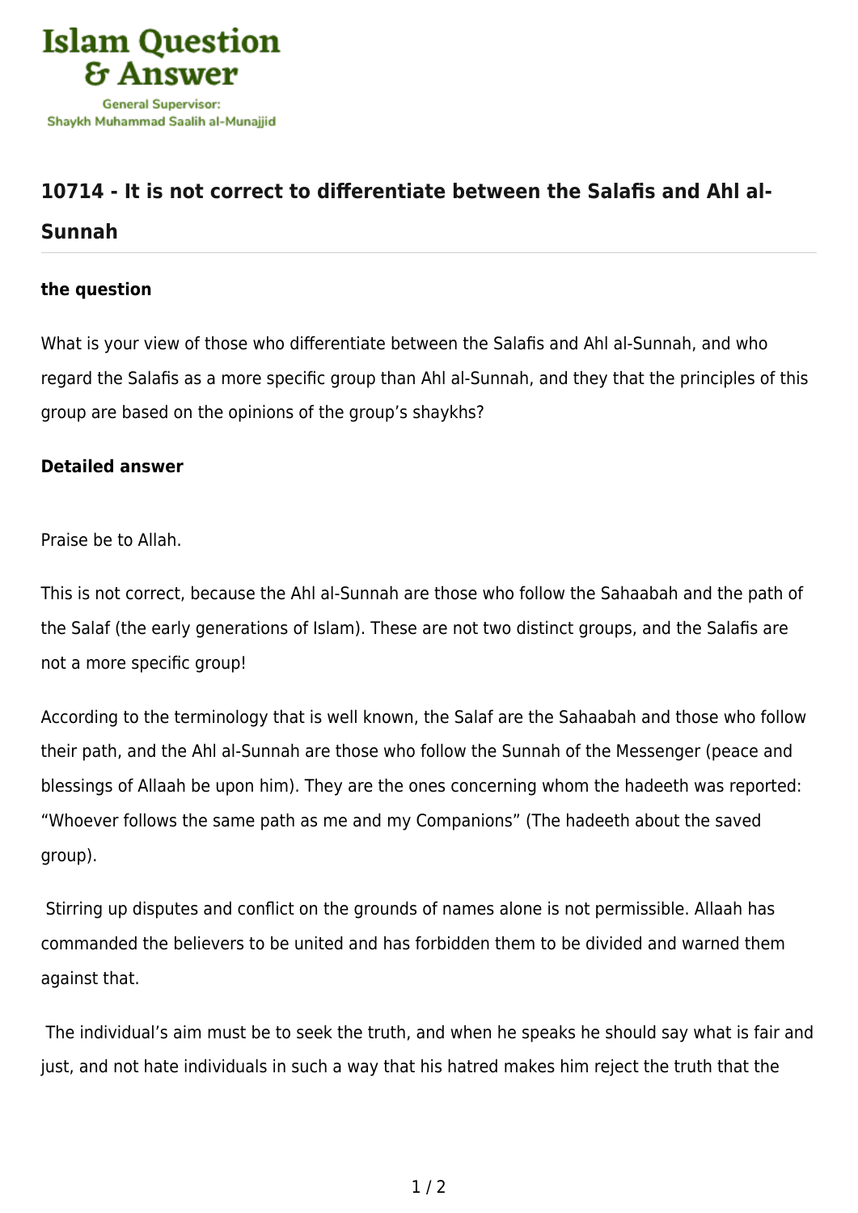Islam Question & Answer

General Supervisor: Shaykh Muhammad Saalih al-Munajjid

## 10714 - It is not correct to differentiate between the Salafis and Ahl al-Sunnah

### the question

What is your view of those who differentiate between the Salafis and Ahl al-Sunnah, and who regard the Salafis as a more specific group than Ahl al-Sunnah, and they that the principles of this group are based on the opinions of the group's shaykhs?

### Detailed answer

Praise be to Allah.

This is not correct, because the Ahl al-Sunnah are those who follow the Sahaabah and the path of the Salaf (the early generations of Islam). These are not two distinct groups, and the Salafis are not a more specific group!

According to the terminology that is well known, the Salaf are the Sahaabah and those who follow their path, and the Ahl al-Sunnah are those who follow the Sunnah of the Messenger (peace and blessings of Allaah be upon him). They are the ones concerning whom the hadeeth was reported: "Whoever follows the same path as me and my Companions" (The hadeeth about the saved group).

Stirring up disputes and conflict on the grounds of names alone is not permissible. Allaah has commanded the believers to be united and has forbidden them to be divided and warned them against that.

The individual's aim must be to seek the truth, and when he speaks he should say what is fair and just, and not hate individuals in such a way that his hatred makes him reject the truth that the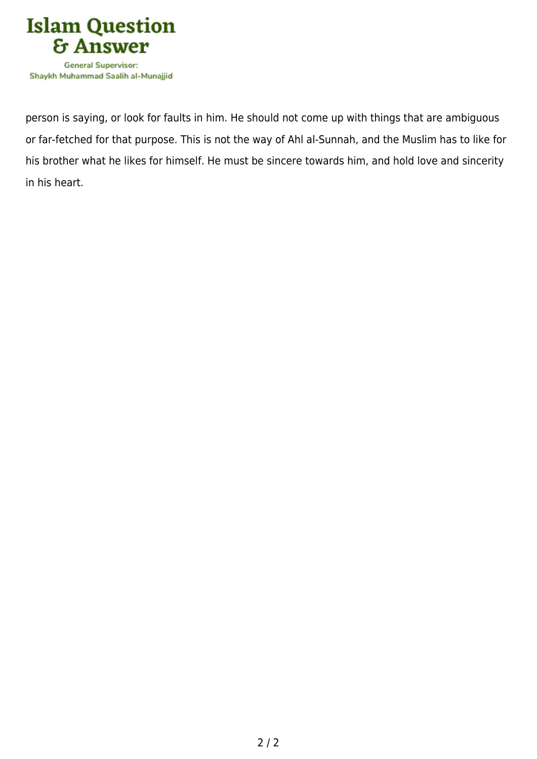person is saying, or look for faults in him. He should not come up with things that are ambiguous or far-fetched for that purpose. This is not the way of Ahl al-Sunnah, and the Muslim has to like for his brother what he likes for himself. He must be sincere towards him, and hold love and sincerity in his heart.